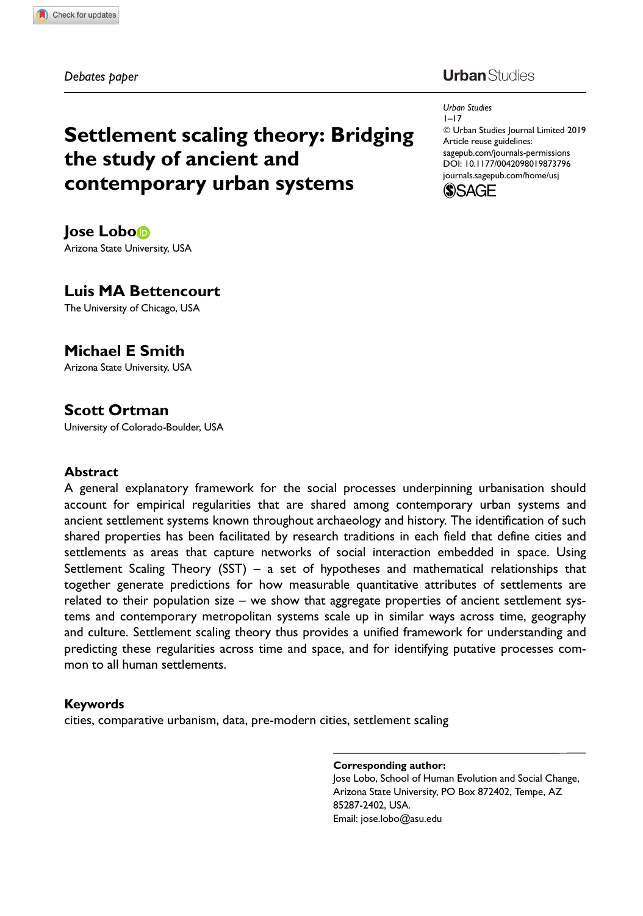*Debates paper*

# Settlement scaling theory: Bridging the study of ancient and contemporary urban systems

**Jose Lobo**
Arizona State University, USA

**Luis MA Bettencourt**
The University of Chicago, USA

**Michael E Smith**
Arizona State University, USA

**Scott Ortman**
University of Colorado-Boulder, USA

## Abstract

A general explanatory framework for the social processes underpinning urbanisation should account for empirical regularities that are shared among contemporary urban systems and ancient settlement systems known throughout archaeology and history. The identification of such shared properties has been facilitated by research traditions in each field that define cities and settlements as areas that capture networks of social interaction embedded in space. Using Settlement Scaling Theory (SST) – a set of hypotheses and mathematical relationships that together generate predictions for how measurable quantitative attributes of settlements are related to their population size – we show that aggregate properties of ancient settlement systems and contemporary metropolitan systems scale up in similar ways across time, geography and culture. Settlement scaling theory thus provides a unified framework for understanding and predicting these regularities across time and space, and for identifying putative processes common to all human settlements.

## Keywords

cities, comparative urbanism, data, pre-modern cities, settlement scaling

**Corresponding author:**
Jose Lobo, School of Human Evolution and Social Change, Arizona State University, PO Box 872402, Tempe, AZ 85287-2402, USA.
Email: jose.lobo@asu.edu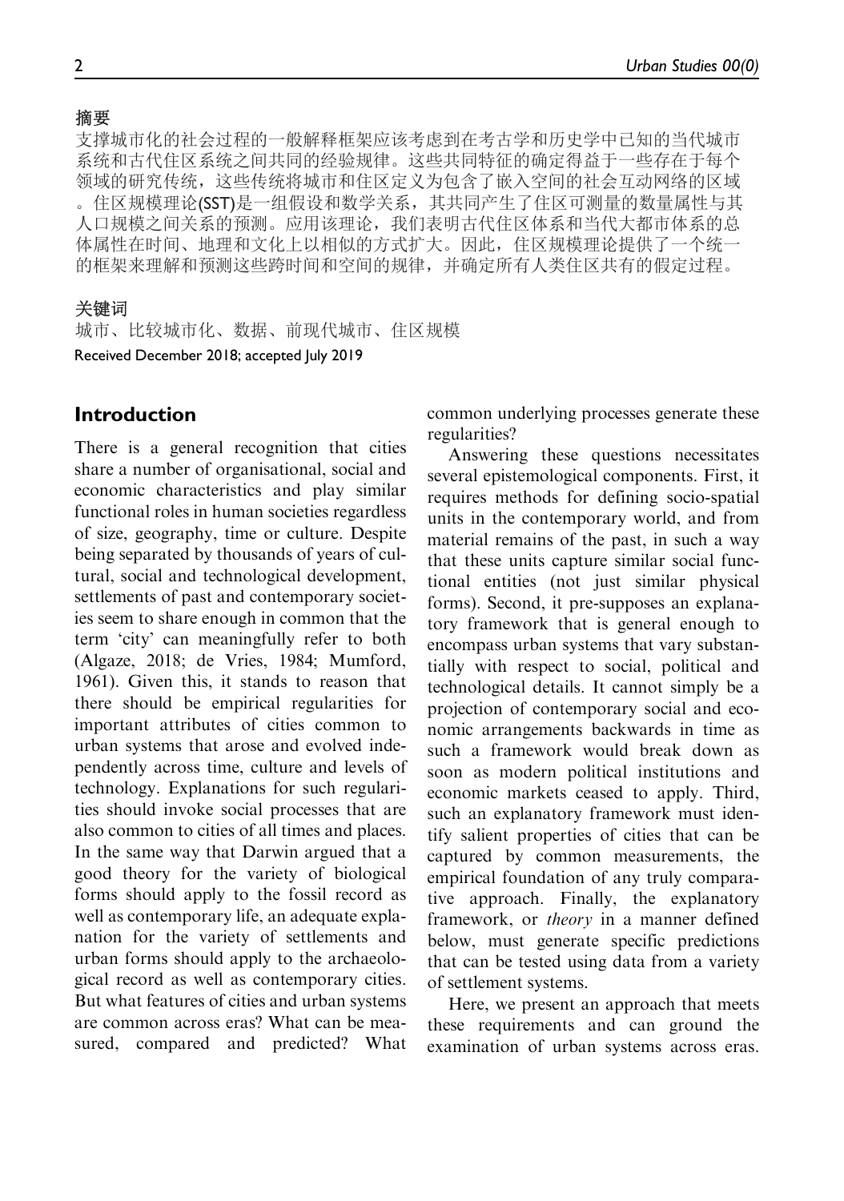### 摘要

支撑城市化的社会过程的一般解释框架应该考虑到在考古学和历史学中已知的当代城市系统和古代住区系统之间共同的经验规律。这些共同特征的确定得益于一些存在于每个领域的研究传统，这些传统将城市和住区定义为包含了嵌入空间的社会互动网络的区域。住区规模理论(SST)是一组假设和数学关系，其共同产生了住区可测量的数量属性与其人口规模之间关系的预测。应用该理论，我们表明古代住区体系和当代大都市体系的总体属性在时间、地理和文化上以相似的方式扩大。因此，住区规模理论提供了一个统一的框架来理解和预测这些跨时间和空间的规律，并确定所有人类住区共有的假定过程。

### 关键词

城市、比较城市化、数据、前现代城市、住区规模

Received December 2018; accepted July 2019

## Introduction

There is a general recognition that cities share a number of organisational, social and economic characteristics and play similar functional roles in human societies regardless of size, geography, time or culture. Despite being separated by thousands of years of cultural, social and technological development, settlements of past and contemporary societies seem to share enough in common that the term 'city' can meaningfully refer to both (Algaze, 2018; de Vries, 1984; Mumford, 1961). Given this, it stands to reason that there should be empirical regularities for important attributes of cities common to urban systems that arose and evolved independently across time, culture and levels of technology. Explanations for such regularities should invoke social processes that are also common to cities of all times and places. In the same way that Darwin argued that a good theory for the variety of biological forms should apply to the fossil record as well as contemporary life, an adequate explanation for the variety of settlements and urban forms should apply to the archaeological record as well as contemporary cities. But what features of cities and urban systems are common across eras? What can be measured, compared and predicted? What common underlying processes generate these regularities?

Answering these questions necessitates several epistemological components. First, it requires methods for defining socio-spatial units in the contemporary world, and from material remains of the past, in such a way that these units capture similar social functional entities (not just similar physical forms). Second, it pre-supposes an explanatory framework that is general enough to encompass urban systems that vary substantially with respect to social, political and technological details. It cannot simply be a projection of contemporary social and economic arrangements backwards in time as such a framework would break down as soon as modern political institutions and economic markets ceased to apply. Third, such an explanatory framework must identify salient properties of cities that can be captured by common measurements, the empirical foundation of any truly comparative approach. Finally, the explanatory framework, or *theory* in a manner defined below, must generate specific predictions that can be tested using data from a variety of settlement systems.

Here, we present an approach that meets these requirements and can ground the examination of urban systems across eras.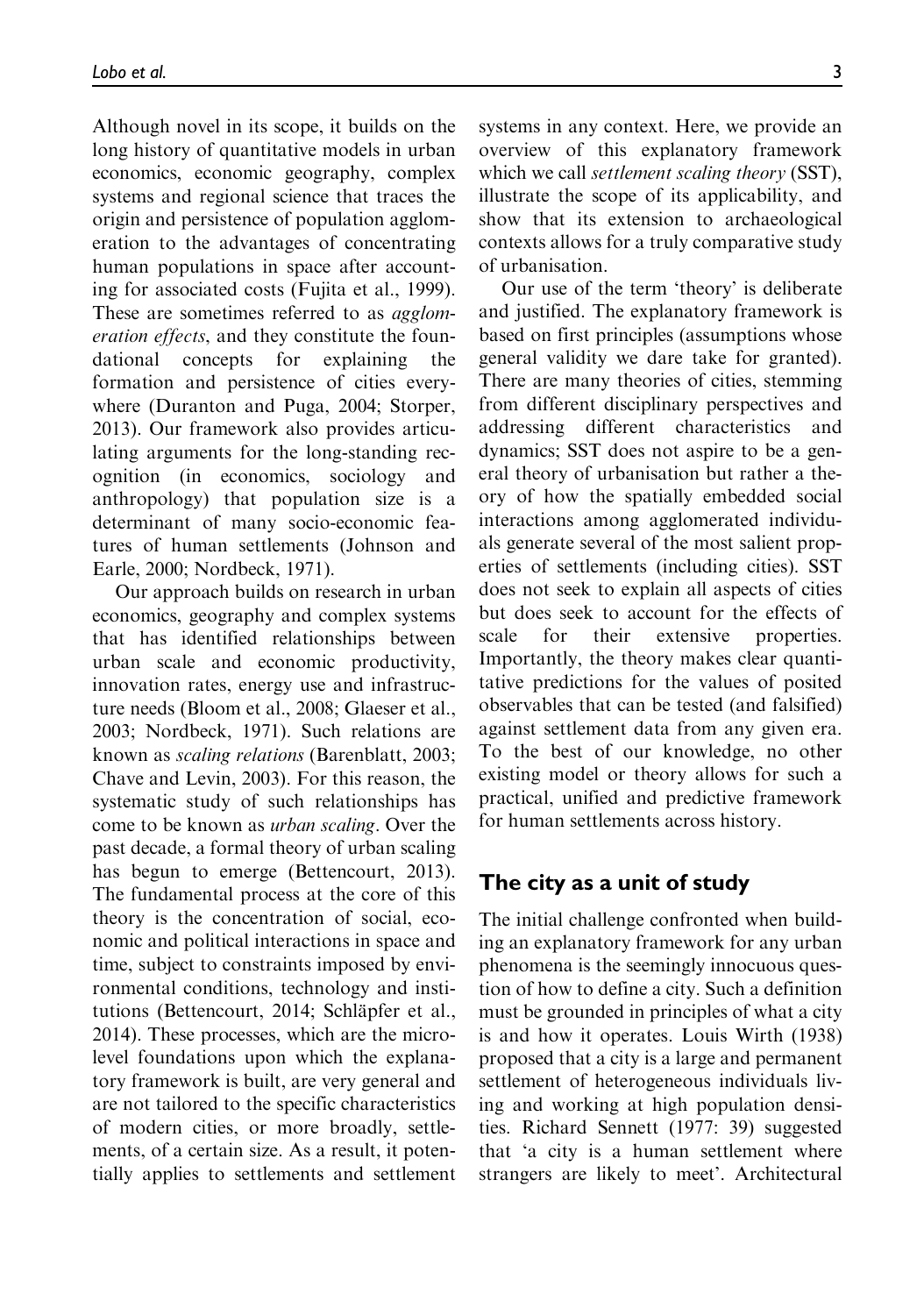Although novel in its scope, it builds on the long history of quantitative models in urban economics, economic geography, complex systems and regional science that traces the origin and persistence of population agglomeration to the advantages of concentrating human populations in space after accounting for associated costs (Fujita et al., 1999). These are sometimes referred to as *agglomeration effects*, and they constitute the foundational concepts for explaining the formation and persistence of cities everywhere (Duranton and Puga, 2004; Storper, 2013). Our framework also provides articulating arguments for the long-standing recognition (in economics, sociology and anthropology) that population size is a determinant of many socio-economic features of human settlements (Johnson and Earle, 2000; Nordbeck, 1971).

Our approach builds on research in urban economics, geography and complex systems that has identified relationships between urban scale and economic productivity, innovation rates, energy use and infrastructure needs (Bloom et al., 2008; Glaeser et al., 2003; Nordbeck, 1971). Such relations are known as *scaling relations* (Barenblatt, 2003; Chave and Levin, 2003). For this reason, the systematic study of such relationships has come to be known as *urban scaling*. Over the past decade, a formal theory of urban scaling has begun to emerge (Bettencourt, 2013). The fundamental process at the core of this theory is the concentration of social, economic and political interactions in space and time, subject to constraints imposed by environmental conditions, technology and institutions (Bettencourt, 2014; Schläpfer et al., 2014). These processes, which are the micro-level foundations upon which the explanatory framework is built, are very general and are not tailored to the specific characteristics of modern cities, or more broadly, settlements, of a certain size. As a result, it potentially applies to settlements and settlement systems in any context. Here, we provide an overview of this explanatory framework which we call *settlement scaling theory* (SST), illustrate the scope of its applicability, and show that its extension to archaeological contexts allows for a truly comparative study of urbanisation.

Our use of the term 'theory' is deliberate and justified. The explanatory framework is based on first principles (assumptions whose general validity we dare take for granted). There are many theories of cities, stemming from different disciplinary perspectives and addressing different characteristics and dynamics; SST does not aspire to be a general theory of urbanisation but rather a theory of how the spatially embedded social interactions among agglomerated individuals generate several of the most salient properties of settlements (including cities). SST does not seek to explain all aspects of cities but does seek to account for the effects of scale for their extensive properties. Importantly, the theory makes clear quantitative predictions for the values of posited observables that can be tested (and falsified) against settlement data from any given era. To the best of our knowledge, no other existing model or theory allows for such a practical, unified and predictive framework for human settlements across history.

## The city as a unit of study

The initial challenge confronted when building an explanatory framework for any urban phenomena is the seemingly innocuous question of how to define a city. Such a definition must be grounded in principles of what a city is and how it operates. Louis Wirth (1938) proposed that a city is a large and permanent settlement of heterogeneous individuals living and working at high population densities. Richard Sennett (1977: 39) suggested that 'a city is a human settlement where strangers are likely to meet'. Architectural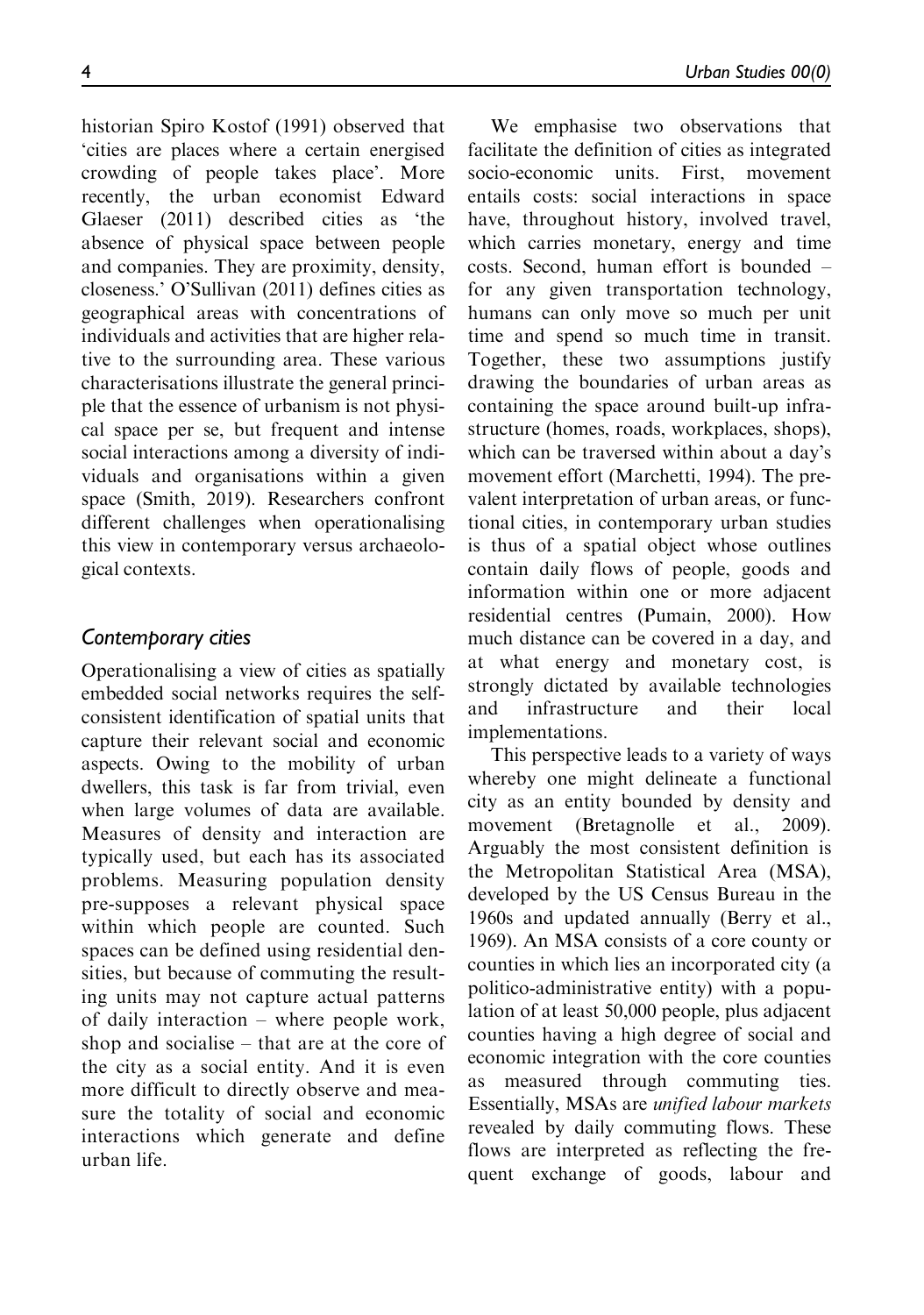historian Spiro Kostof (1991) observed that 'cities are places where a certain energised crowding of people takes place'. More recently, the urban economist Edward Glaeser (2011) described cities as 'the absence of physical space between people and companies. They are proximity, density, closeness.' O'Sullivan (2011) defines cities as geographical areas with concentrations of individuals and activities that are higher relative to the surrounding area. These various characterisations illustrate the general principle that the essence of urbanism is not physical space per se, but frequent and intense social interactions among a diversity of individuals and organisations within a given space (Smith, 2019). Researchers confront different challenges when operationalising this view in contemporary versus archaeological contexts.

### *Contemporary cities*

Operationalising a view of cities as spatially embedded social networks requires the self-consistent identification of spatial units that capture their relevant social and economic aspects. Owing to the mobility of urban dwellers, this task is far from trivial, even when large volumes of data are available. Measures of density and interaction are typically used, but each has its associated problems. Measuring population density pre-supposes a relevant physical space within which people are counted. Such spaces can be defined using residential densities, but because of commuting the resulting units may not capture actual patterns of daily interaction – where people work, shop and socialise – that are at the core of the city as a social entity. And it is even more difficult to directly observe and measure the totality of social and economic interactions which generate and define urban life.

We emphasise two observations that facilitate the definition of cities as integrated socio-economic units. First, movement entails costs: social interactions in space have, throughout history, involved travel, which carries monetary, energy and time costs. Second, human effort is bounded – for any given transportation technology, humans can only move so much per unit time and spend so much time in transit. Together, these two assumptions justify drawing the boundaries of urban areas as containing the space around built-up infrastructure (homes, roads, workplaces, shops), which can be traversed within about a day's movement effort (Marchetti, 1994). The prevalent interpretation of urban areas, or functional cities, in contemporary urban studies is thus of a spatial object whose outlines contain daily flows of people, goods and information within one or more adjacent residential centres (Pumain, 2000). How much distance can be covered in a day, and at what energy and monetary cost, is strongly dictated by available technologies and infrastructure and their local implementations.

This perspective leads to a variety of ways whereby one might delineate a functional city as an entity bounded by density and movement (Bretagnolle et al., 2009). Arguably the most consistent definition is the Metropolitan Statistical Area (MSA), developed by the US Census Bureau in the 1960s and updated annually (Berry et al., 1969). An MSA consists of a core county or counties in which lies an incorporated city (a politico-administrative entity) with a population of at least 50,000 people, plus adjacent counties having a high degree of social and economic integration with the core counties as measured through commuting ties. Essentially, MSAs are *unified labour markets* revealed by daily commuting flows. These flows are interpreted as reflecting the frequent exchange of goods, labour and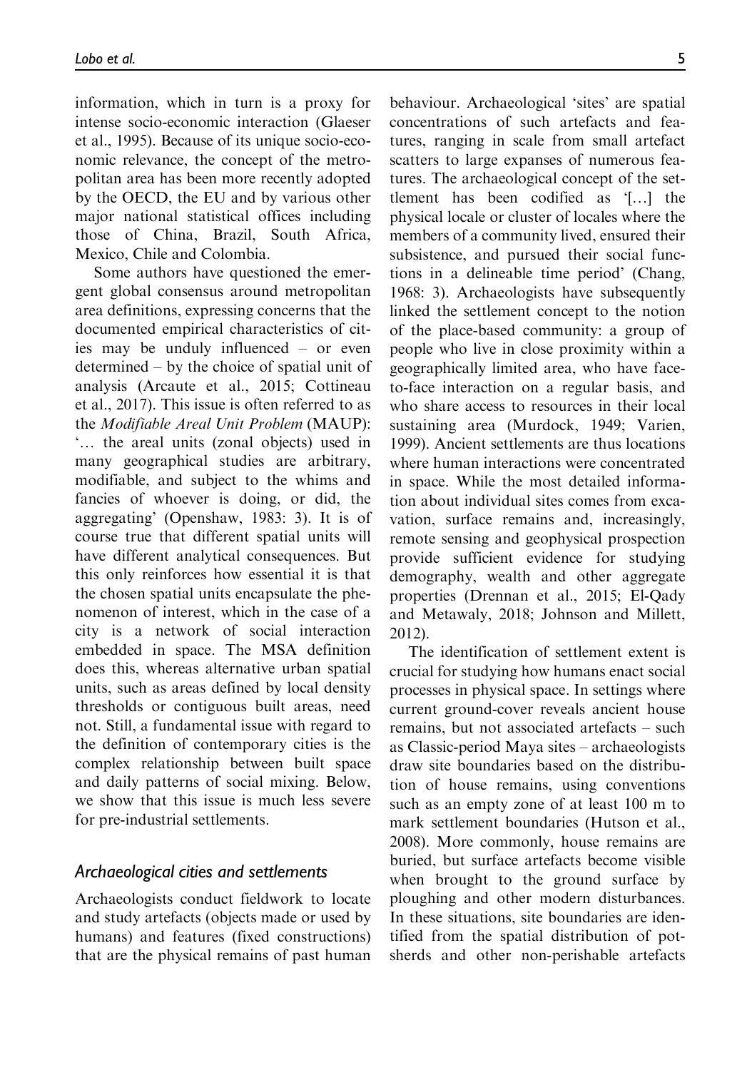information, which in turn is a proxy for intense socio-economic interaction (Glaeser et al., 1995). Because of its unique socio-economic relevance, the concept of the metropolitan area has been more recently adopted by the OECD, the EU and by various other major national statistical offices including those of China, Brazil, South Africa, Mexico, Chile and Colombia.

Some authors have questioned the emergent global consensus around metropolitan area definitions, expressing concerns that the documented empirical characteristics of cities may be unduly influenced – or even determined – by the choice of spatial unit of analysis (Arcaute et al., 2015; Cottineau et al., 2017). This issue is often referred to as the *Modifiable Areal Unit Problem* (MAUP): '… the areal units (zonal objects) used in many geographical studies are arbitrary, modifiable, and subject to the whims and fancies of whoever is doing, or did, the aggregating' (Openshaw, 1983: 3). It is of course true that different spatial units will have different analytical consequences. But this only reinforces how essential it is that the chosen spatial units encapsulate the phenomenon of interest, which in the case of a city is a network of social interaction embedded in space. The MSA definition does this, whereas alternative urban spatial units, such as areas defined by local density thresholds or contiguous built areas, need not. Still, a fundamental issue with regard to the definition of contemporary cities is the complex relationship between built space and daily patterns of social mixing. Below, we show that this issue is much less severe for pre-industrial settlements.

### *Archaeological cities and settlements*

Archaeologists conduct fieldwork to locate and study artefacts (objects made or used by humans) and features (fixed constructions) that are the physical remains of past human behaviour. Archaeological 'sites' are spatial concentrations of such artefacts and features, ranging in scale from small artefact scatters to large expanses of numerous features. The archaeological concept of the settlement has been codified as '[…] the physical locale or cluster of locales where the members of a community lived, ensured their subsistence, and pursued their social functions in a delineable time period' (Chang, 1968: 3). Archaeologists have subsequently linked the settlement concept to the notion of the place-based community: a group of people who live in close proximity within a geographically limited area, who have face-to-face interaction on a regular basis, and who share access to resources in their local sustaining area (Murdock, 1949; Varien, 1999). Ancient settlements are thus locations where human interactions were concentrated in space. While the most detailed information about individual sites comes from excavation, surface remains and, increasingly, remote sensing and geophysical prospection provide sufficient evidence for studying demography, wealth and other aggregate properties (Drennan et al., 2015; El-Qady and Metawaly, 2018; Johnson and Millett, 2012).

The identification of settlement extent is crucial for studying how humans enact social processes in physical space. In settings where current ground-cover reveals ancient house remains, but not associated artefacts – such as Classic-period Maya sites – archaeologists draw site boundaries based on the distribution of house remains, using conventions such as an empty zone of at least 100 m to mark settlement boundaries (Hutson et al., 2008). More commonly, house remains are buried, but surface artefacts become visible when brought to the ground surface by ploughing and other modern disturbances. In these situations, site boundaries are identified from the spatial distribution of potsherds and other non-perishable artefacts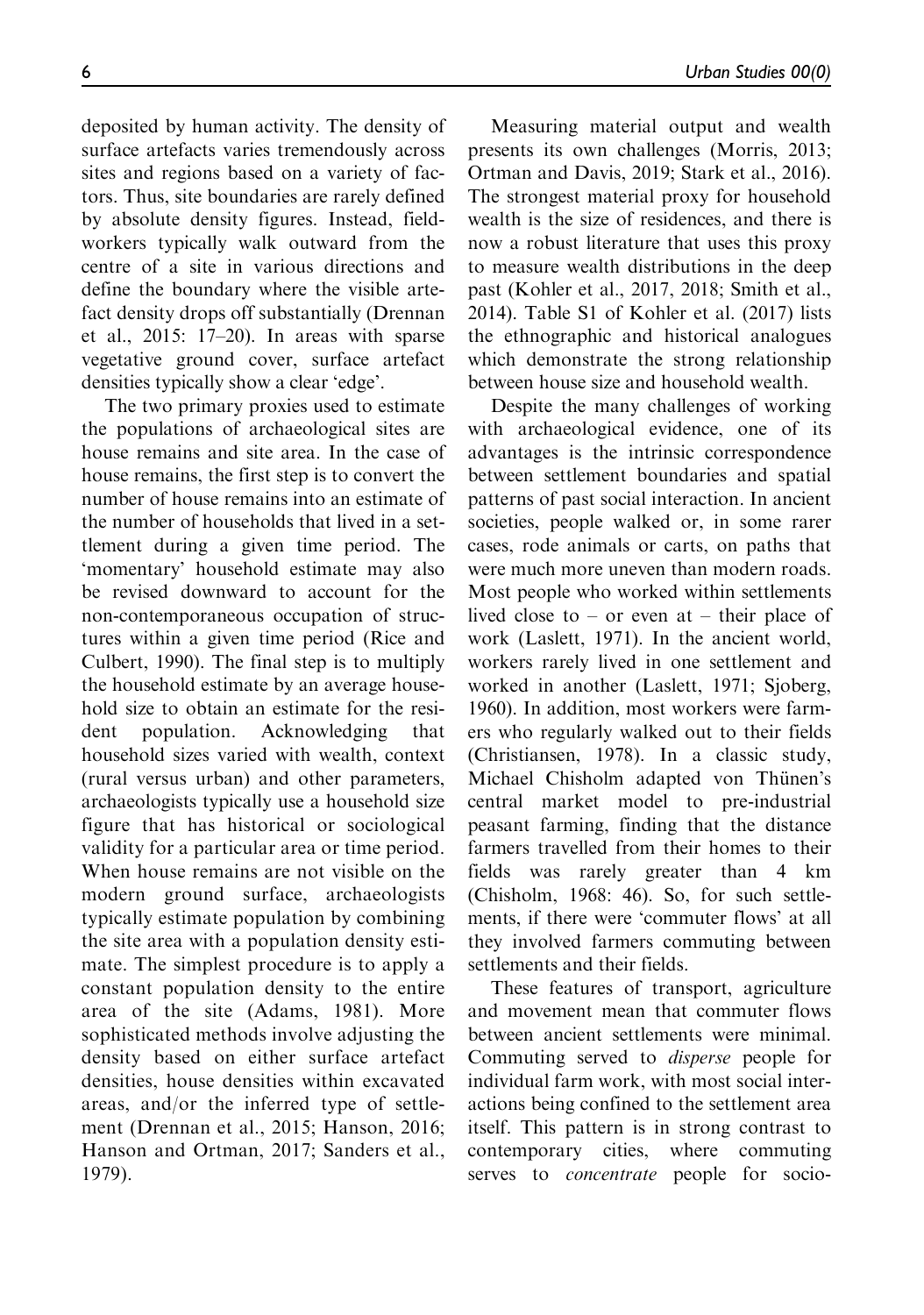deposited by human activity. The density of surface artefacts varies tremendously across sites and regions based on a variety of factors. Thus, site boundaries are rarely defined by absolute density figures. Instead, fieldworkers typically walk outward from the centre of a site in various directions and define the boundary where the visible artefact density drops off substantially (Drennan et al., 2015: 17–20). In areas with sparse vegetative ground cover, surface artefact densities typically show a clear 'edge'.

The two primary proxies used to estimate the populations of archaeological sites are house remains and site area. In the case of house remains, the first step is to convert the number of house remains into an estimate of the number of households that lived in a settlement during a given time period. The 'momentary' household estimate may also be revised downward to account for the non-contemporaneous occupation of structures within a given time period (Rice and Culbert, 1990). The final step is to multiply the household estimate by an average household size to obtain an estimate for the resident population. Acknowledging that household sizes varied with wealth, context (rural versus urban) and other parameters, archaeologists typically use a household size figure that has historical or sociological validity for a particular area or time period. When house remains are not visible on the modern ground surface, archaeologists typically estimate population by combining the site area with a population density estimate. The simplest procedure is to apply a constant population density to the entire area of the site (Adams, 1981). More sophisticated methods involve adjusting the density based on either surface artefact densities, house densities within excavated areas, and/or the inferred type of settlement (Drennan et al., 2015; Hanson, 2016; Hanson and Ortman, 2017; Sanders et al., 1979).

Measuring material output and wealth presents its own challenges (Morris, 2013; Ortman and Davis, 2019; Stark et al., 2016). The strongest material proxy for household wealth is the size of residences, and there is now a robust literature that uses this proxy to measure wealth distributions in the deep past (Kohler et al., 2017, 2018; Smith et al., 2014). Table S1 of Kohler et al. (2017) lists the ethnographic and historical analogues which demonstrate the strong relationship between house size and household wealth.

Despite the many challenges of working with archaeological evidence, one of its advantages is the intrinsic correspondence between settlement boundaries and spatial patterns of past social interaction. In ancient societies, people walked or, in some rarer cases, rode animals or carts, on paths that were much more uneven than modern roads. Most people who worked within settlements lived close to – or even at – their place of work (Laslett, 1971). In the ancient world, workers rarely lived in one settlement and worked in another (Laslett, 1971; Sjoberg, 1960). In addition, most workers were farmers who regularly walked out to their fields (Christiansen, 1978). In a classic study, Michael Chisholm adapted von Thünen's central market model to pre-industrial peasant farming, finding that the distance farmers travelled from their homes to their fields was rarely greater than 4 km (Chisholm, 1968: 46). So, for such settlements, if there were 'commuter flows' at all they involved farmers commuting between settlements and their fields.

These features of transport, agriculture and movement mean that commuter flows between ancient settlements were minimal. Commuting served to *disperse* people for individual farm work, with most social interactions being confined to the settlement area itself. This pattern is in strong contrast to contemporary cities, where commuting serves to *concentrate* people for socio-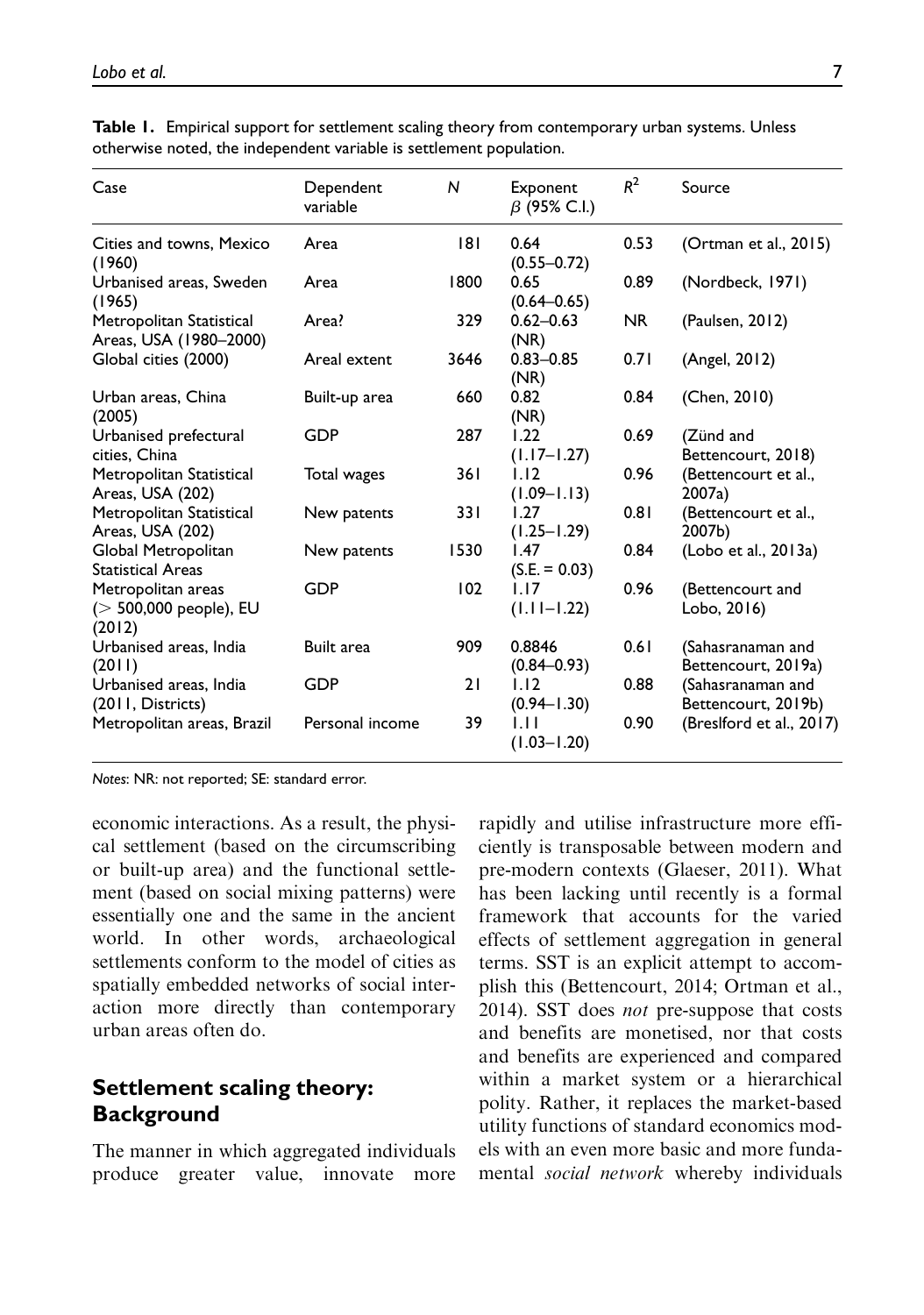**Table 1.** Empirical support for settlement scaling theory from contemporary urban systems. Unless otherwise noted, the independent variable is settlement population.

| Case | Dependent variable | N | Exponent $\beta$ (95% C.I.) | $R^2$ | Source |
|---|---|---|---|---|---|
| Cities and towns, Mexico (1960) | Area | 181 | 0.64 (0.55–0.72) | 0.53 | (Ortman et al., 2015) |
| Urbanised areas, Sweden (1965) | Area | 1800 | 0.65 (0.64–0.65) | 0.89 | (Nordbeck, 1971) |
| Metropolitan Statistical Areas, USA (1980–2000) | Area? | 329 | 0.62–0.63 (NR) | NR | (Paulsen, 2012) |
| Global cities (2000) | Areal extent | 3646 | 0.83–0.85 (NR) | 0.71 | (Angel, 2012) |
| Urban areas, China (2005) | Built-up area | 660 | 0.82 (NR) | 0.84 | (Chen, 2010) |
| Urbanised prefectural cities, China | GDP | 287 | 1.22 (1.17–1.27) | 0.69 | (Zünd and Bettencourt, 2018) |
| Metropolitan Statistical Areas, USA (202) | Total wages | 361 | 1.12 (1.09–1.13) | 0.96 | (Bettencourt et al., 2007a) |
| Metropolitan Statistical Areas, USA (202) | New patents | 331 | 1.27 (1.25–1.29) | 0.81 | (Bettencourt et al., 2007b) |
| Global Metropolitan Statistical Areas | New patents | 1530 | 1.47 (S.E. = 0.03) | 0.84 | (Lobo et al., 2013a) |
| Metropolitan areas (> 500,000 people), EU (2012) | GDP | 102 | 1.17 (1.11–1.22) | 0.96 | (Bettencourt and Lobo, 2016) |
| Urbanised areas, India (2011) | Built area | 909 | 0.8846 (0.84–0.93) | 0.61 | (Sahasranaman and Bettencourt, 2019a) |
| Urbanised areas, India (2011, Districts) | GDP | 21 | 1.12 (0.94–1.30) | 0.88 | (Sahasranaman and Bettencourt, 2019b) |
| Metropolitan areas, Brazil | Personal income | 39 | 1.11 (1.03–1.20) | 0.90 | (Breslford et al., 2017) |

*Notes*: NR: not reported; SE: standard error.

economic interactions. As a result, the physical settlement (based on the circumscribing or built-up area) and the functional settlement (based on social mixing patterns) were essentially one and the same in the ancient world. In other words, archaeological settlements conform to the model of cities as spatially embedded networks of social interaction more directly than contemporary urban areas often do.

## Settlement scaling theory: Background

The manner in which aggregated individuals produce greater value, innovate more rapidly and utilise infrastructure more efficiently is transposable between modern and pre-modern contexts (Glaeser, 2011). What has been lacking until recently is a formal framework that accounts for the varied effects of settlement aggregation in general terms. SST is an explicit attempt to accomplish this (Bettencourt, 2014; Ortman et al., 2014). SST does *not* pre-suppose that costs and benefits are monetised, nor that costs and benefits are experienced and compared within a market system or a hierarchical polity. Rather, it replaces the market-based utility functions of standard economics models with an even more basic and more fundamental *social network* whereby individuals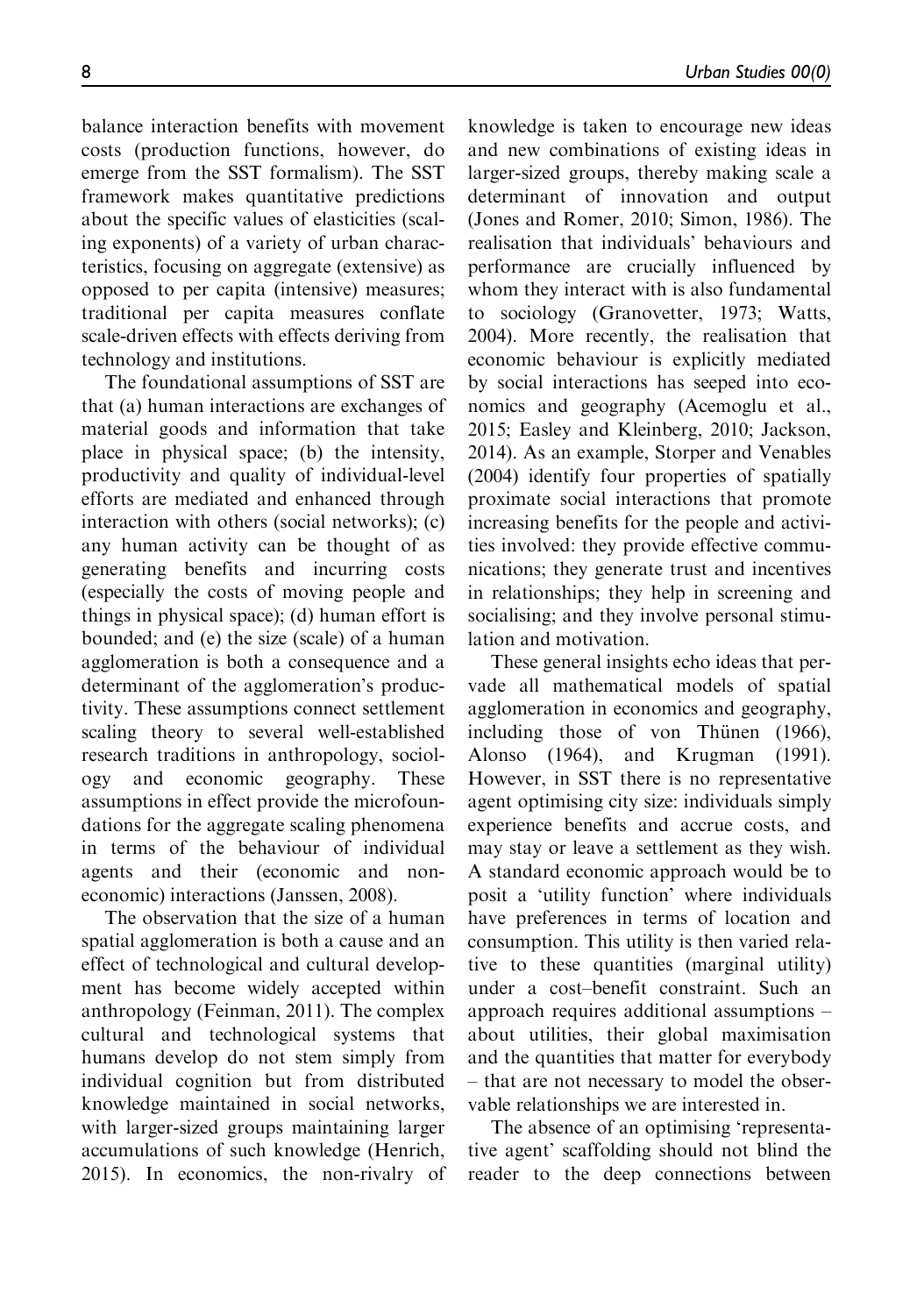balance interaction benefits with movement costs (production functions, however, do emerge from the SST formalism). The SST framework makes quantitative predictions about the specific values of elasticities (scaling exponents) of a variety of urban characteristics, focusing on aggregate (extensive) as opposed to per capita (intensive) measures; traditional per capita measures conflate scale-driven effects with effects deriving from technology and institutions.

The foundational assumptions of SST are that (a) human interactions are exchanges of material goods and information that take place in physical space; (b) the intensity, productivity and quality of individual-level efforts are mediated and enhanced through interaction with others (social networks); (c) any human activity can be thought of as generating benefits and incurring costs (especially the costs of moving people and things in physical space); (d) human effort is bounded; and (e) the size (scale) of a human agglomeration is both a consequence and a determinant of the agglomeration's productivity. These assumptions connect settlement scaling theory to several well-established research traditions in anthropology, sociology and economic geography. These assumptions in effect provide the microfoundations for the aggregate scaling phenomena in terms of the behaviour of individual agents and their (economic and non-economic) interactions (Janssen, 2008).

The observation that the size of a human spatial agglomeration is both a cause and an effect of technological and cultural development has become widely accepted within anthropology (Feinman, 2011). The complex cultural and technological systems that humans develop do not stem simply from individual cognition but from distributed knowledge maintained in social networks, with larger-sized groups maintaining larger accumulations of such knowledge (Henrich, 2015). In economics, the non-rivalry of knowledge is taken to encourage new ideas and new combinations of existing ideas in larger-sized groups, thereby making scale a determinant of innovation and output (Jones and Romer, 2010; Simon, 1986). The realisation that individuals' behaviours and performance are crucially influenced by whom they interact with is also fundamental to sociology (Granovetter, 1973; Watts, 2004). More recently, the realisation that economic behaviour is explicitly mediated by social interactions has seeped into economics and geography (Acemoglu et al., 2015; Easley and Kleinberg, 2010; Jackson, 2014). As an example, Storper and Venables (2004) identify four properties of spatially proximate social interactions that promote increasing benefits for the people and activities involved: they provide effective communications; they generate trust and incentives in relationships; they help in screening and socialising; and they involve personal stimulation and motivation.

These general insights echo ideas that pervade all mathematical models of spatial agglomeration in economics and geography, including those of von Thünen (1966), Alonso (1964), and Krugman (1991). However, in SST there is no representative agent optimising city size: individuals simply experience benefits and accrue costs, and may stay or leave a settlement as they wish. A standard economic approach would be to posit a 'utility function' where individuals have preferences in terms of location and consumption. This utility is then varied relative to these quantities (marginal utility) under a cost–benefit constraint. Such an approach requires additional assumptions – about utilities, their global maximisation and the quantities that matter for everybody – that are not necessary to model the observable relationships we are interested in.

The absence of an optimising 'representative agent' scaffolding should not blind the reader to the deep connections between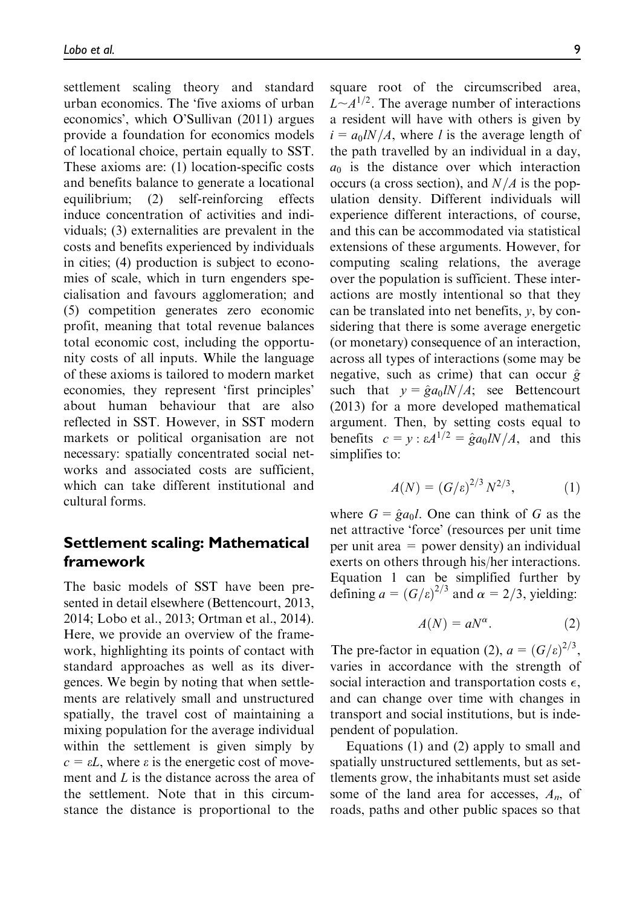settlement scaling theory and standard urban economics. The 'five axioms of urban economics', which O'Sullivan (2011) argues provide a foundation for economics models of locational choice, pertain equally to SST. These axioms are: (1) location-specific costs and benefits balance to generate a locational equilibrium; (2) self-reinforcing effects induce concentration of activities and individuals; (3) externalities are prevalent in the costs and benefits experienced by individuals in cities; (4) production is subject to economies of scale, which in turn engenders specialisation and favours agglomeration; and (5) competition generates zero economic profit, meaning that total revenue balances total economic cost, including the opportunity costs of all inputs. While the language of these axioms is tailored to modern market economies, they represent 'first principles' about human behaviour that are also reflected in SST. However, in SST modern markets or political organisation are not necessary: spatially concentrated social networks and associated costs are sufficient, which can take different institutional and cultural forms.

## Settlement scaling: Mathematical framework

The basic models of SST have been presented in detail elsewhere (Bettencourt, 2013, 2014; Lobo et al., 2013; Ortman et al., 2014). Here, we provide an overview of the framework, highlighting its points of contact with standard approaches as well as its divergences. We begin by noting that when settlements are relatively small and unstructured spatially, the travel cost of maintaining a mixing population for the average individual within the settlement is given simply by $c = \varepsilon L$, where $\varepsilon$ is the energetic cost of movement and $L$ is the distance across the area of the settlement. Note that in this circumstance the distance is proportional to the square root of the circumscribed area, $L \sim A^{1/2}$. The average number of interactions a resident will have with others is given by $i = a_0 lN/A$, where $l$ is the average length of the path travelled by an individual in a day, $a_0$ is the distance over which interaction occurs (a cross section), and $N/A$ is the population density. Different individuals will experience different interactions, of course, and this can be accommodated via statistical extensions of these arguments. However, for computing scaling relations, the average over the population is sufficient. These interactions are mostly intentional so that they can be translated into net benefits, $y$, by considering that there is some average energetic (or monetary) consequence of an interaction, across all types of interactions (some may be negative, such as crime) that can occur $\hat{g}$ such that $y = \hat{g} a_0 lN/A$; see Bettencourt (2013) for a more developed mathematical argument. Then, by setting costs equal to benefits $c = y : \varepsilon A^{1/2} = \hat{g} a_0 lN/A$, and this simplifies to:

$$A(N) = (G/\varepsilon)^{2/3} N^{2/3}, \qquad (1)$$

where $G = \hat{g} a_0 l$. One can think of $G$ as the net attractive 'force' (resources per unit time per unit area = power density) an individual exerts on others through his/her interactions. Equation 1 can be simplified further by defining $a = (G/\varepsilon)^{2/3}$ and $\alpha = 2/3$, yielding:

$$A(N) = aN^{\alpha}. \qquad (2)$$

The pre-factor in equation (2), $a = (G/\varepsilon)^{2/3}$, varies in accordance with the strength of social interaction and transportation costs $\epsilon$, and can change over time with changes in transport and social institutions, but is independent of population.

Equations (1) and (2) apply to small and spatially unstructured settlements, but as settlements grow, the inhabitants must set aside some of the land area for accesses, $A_n$, of roads, paths and other public spaces so that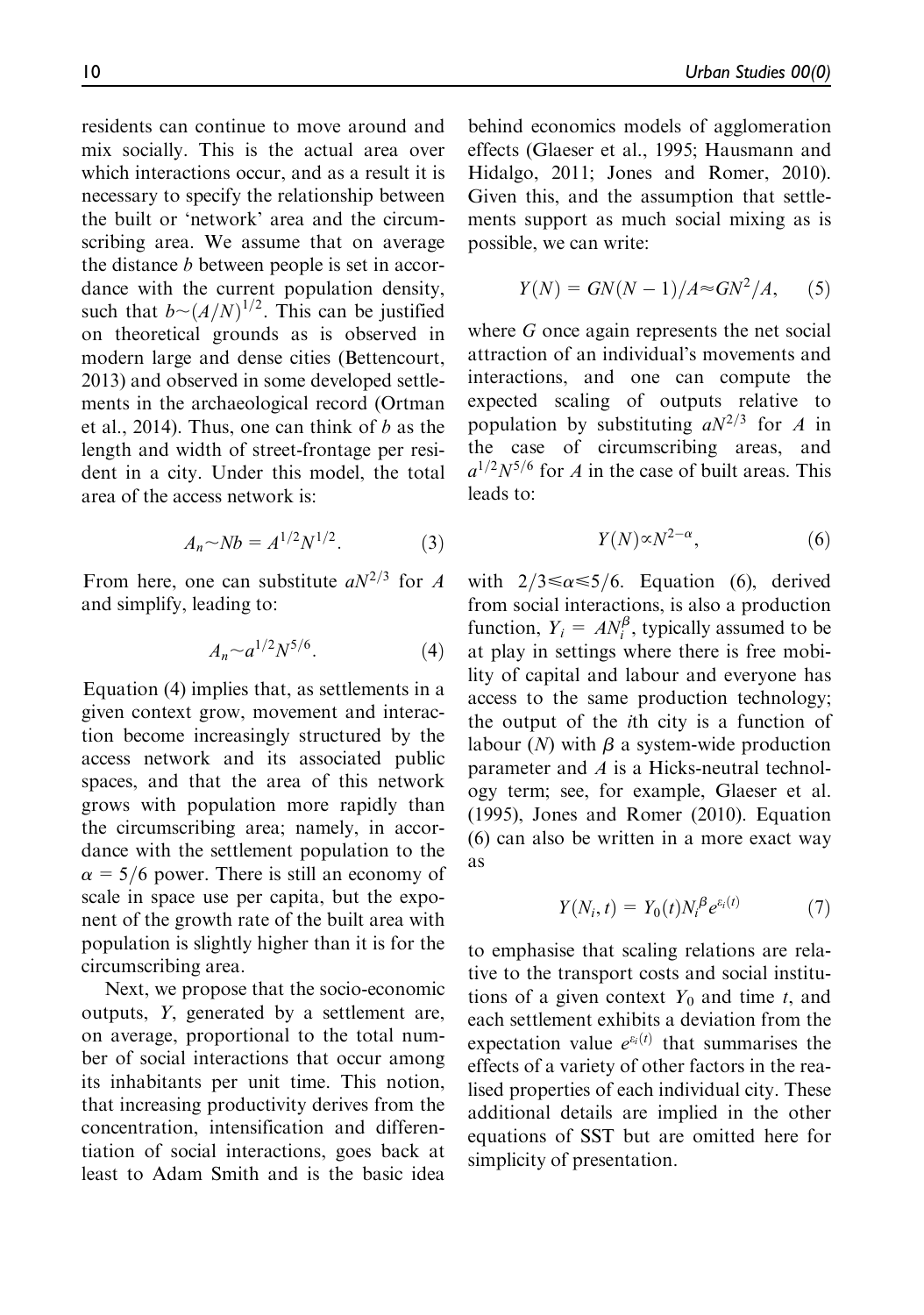residents can continue to move around and mix socially. This is the actual area over which interactions occur, and as a result it is necessary to specify the relationship between the built or 'network' area and the circumscribing area. We assume that on average the distance $b$ between people is set in accordance with the current population density, such that $b \sim (A/N)^{1/2}$. This can be justified on theoretical grounds as is observed in modern large and dense cities (Bettencourt, 2013) and observed in some developed settlements in the archaeological record (Ortman et al., 2014). Thus, one can think of $b$ as the length and width of street-frontage per resident in a city. Under this model, the total area of the access network is:

$$A_n \sim Nb = A^{1/2} N^{1/2}. \quad (3)$$

From here, one can substitute $aN^{2/3}$ for $A$ and simplify, leading to:

$$A_n \sim a^{1/2} N^{5/6}. \quad (4)$$

Equation (4) implies that, as settlements in a given context grow, movement and interaction become increasingly structured by the access network and its associated public spaces, and that the area of this network grows with population more rapidly than the circumscribing area; namely, in accordance with the settlement population to the $\alpha = 5/6$ power. There is still an economy of scale in space use per capita, but the exponent of the growth rate of the built area with population is slightly higher than it is for the circumscribing area.

Next, we propose that the socio-economic outputs, $Y$, generated by a settlement are, on average, proportional to the total number of social interactions that occur among its inhabitants per unit time. This notion, that increasing productivity derives from the concentration, intensification and differentiation of social interactions, goes back at least to Adam Smith and is the basic idea behind economics models of agglomeration effects (Glaeser et al., 1995; Hausmann and Hidalgo, 2011; Jones and Romer, 2010). Given this, and the assumption that settlements support as much social mixing as is possible, we can write:

$$Y(N) = GN(N-1)/A \approx GN^2/A, \quad (5)$$

where $G$ once again represents the net social attraction of an individual's movements and interactions, and one can compute the expected scaling of outputs relative to population by substituting $aN^{2/3}$ for $A$ in the case of circumscribing areas, and $a^{1/2}N^{5/6}$ for $A$ in the case of built areas. This leads to:

$$Y(N) \propto N^{2-\alpha}, \quad (6)$$

with $2/3 \leq \alpha \leq 5/6$. Equation (6), derived from social interactions, is also a production function, $Y_i = AN_i^{\beta}$, typically assumed to be at play in settings where there is free mobility of capital and labour and everyone has access to the same production technology; the output of the $i$th city is a function of labour ($N$) with $\beta$ a system-wide production parameter and $A$ is a Hicks-neutral technology term; see, for example, Glaeser et al. (1995), Jones and Romer (2010). Equation (6) can also be written in a more exact way as

$$Y(N_i, t) = Y_0(t) N_i^{\beta} e^{\varepsilon_i(t)} \quad (7)$$

to emphasise that scaling relations are relative to the transport costs and social institutions of a given context $Y_0$ and time $t$, and each settlement exhibits a deviation from the expectation value $e^{\varepsilon_i(t)}$ that summarises the effects of a variety of other factors in the realised properties of each individual city. These additional details are implied in the other equations of SST but are omitted here for simplicity of presentation.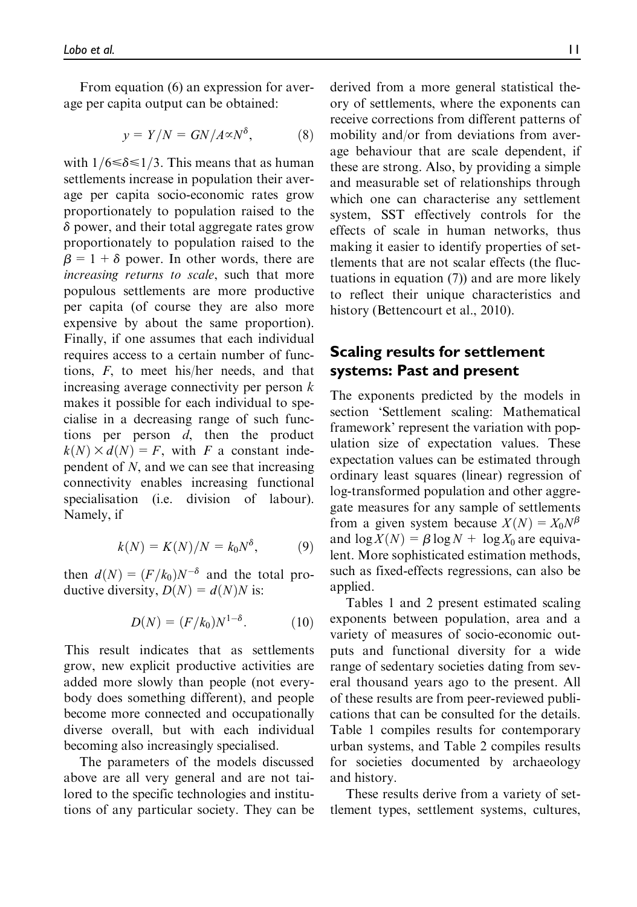From equation (6) an expression for average per capita output can be obtained:

$$y = Y/N = GN/A \propto N^{\delta}, \tag{8}$$

with $1/6 \leqslant \delta \leqslant 1/3$. This means that as human settlements increase in population their average per capita socio-economic rates grow proportionately to population raised to the $\delta$ power, and their total aggregate rates grow proportionately to population raised to the $\beta = 1 + \delta$ power. In other words, there are *increasing returns to scale*, such that more populous settlements are more productive per capita (of course they are also more expensive by about the same proportion). Finally, if one assumes that each individual requires access to a certain number of functions, $F$, to meet his/her needs, and that increasing average connectivity per person $k$ makes it possible for each individual to specialise in a decreasing range of such functions per person $d$, then the product $k(N) \times d(N) = F$, with $F$ a constant independent of $N$, and we can see that increasing connectivity enables increasing functional specialisation (i.e. division of labour). Namely, if

$$k(N) = K(N)/N = k_0 N^{\delta}, \tag{9}$$

then $d(N) = (F/k_0)N^{-\delta}$ and the total productive diversity, $D(N) = d(N)N$ is:

$$D(N) = (F/k_0)N^{1-\delta}. \tag{10}$$

This result indicates that as settlements grow, new explicit productive activities are added more slowly than people (not everybody does something different), and people become more connected and occupationally diverse overall, but with each individual becoming also increasingly specialised.

The parameters of the models discussed above are all very general and are not tailored to the specific technologies and institutions of any particular society. They can be derived from a more general statistical theory of settlements, where the exponents can receive corrections from different patterns of mobility and/or from deviations from average behaviour that are scale dependent, if these are strong. Also, by providing a simple and measurable set of relationships through which one can characterise any settlement system, SST effectively controls for the effects of scale in human networks, thus making it easier to identify properties of settlements that are not scalar effects (the fluctuations in equation (7)) and are more likely to reflect their unique characteristics and history (Bettencourt et al., 2010).

## Scaling results for settlement systems: Past and present

The exponents predicted by the models in section 'Settlement scaling: Mathematical framework' represent the variation with population size of expectation values. These expectation values can be estimated through ordinary least squares (linear) regression of log-transformed population and other aggregate measures for any sample of settlements from a given system because $X(N) = X_0 N^{\beta}$ and $\log X(N) = \beta \log N + \log X_0$ are equivalent. More sophisticated estimation methods, such as fixed-effects regressions, can also be applied.

Tables 1 and 2 present estimated scaling exponents between population, area and a variety of measures of socio-economic outputs and functional diversity for a wide range of sedentary societies dating from several thousand years ago to the present. All of these results are from peer-reviewed publications that can be consulted for the details. Table 1 compiles results for contemporary urban systems, and Table 2 compiles results for societies documented by archaeology and history.

These results derive from a variety of settlement types, settlement systems, cultures,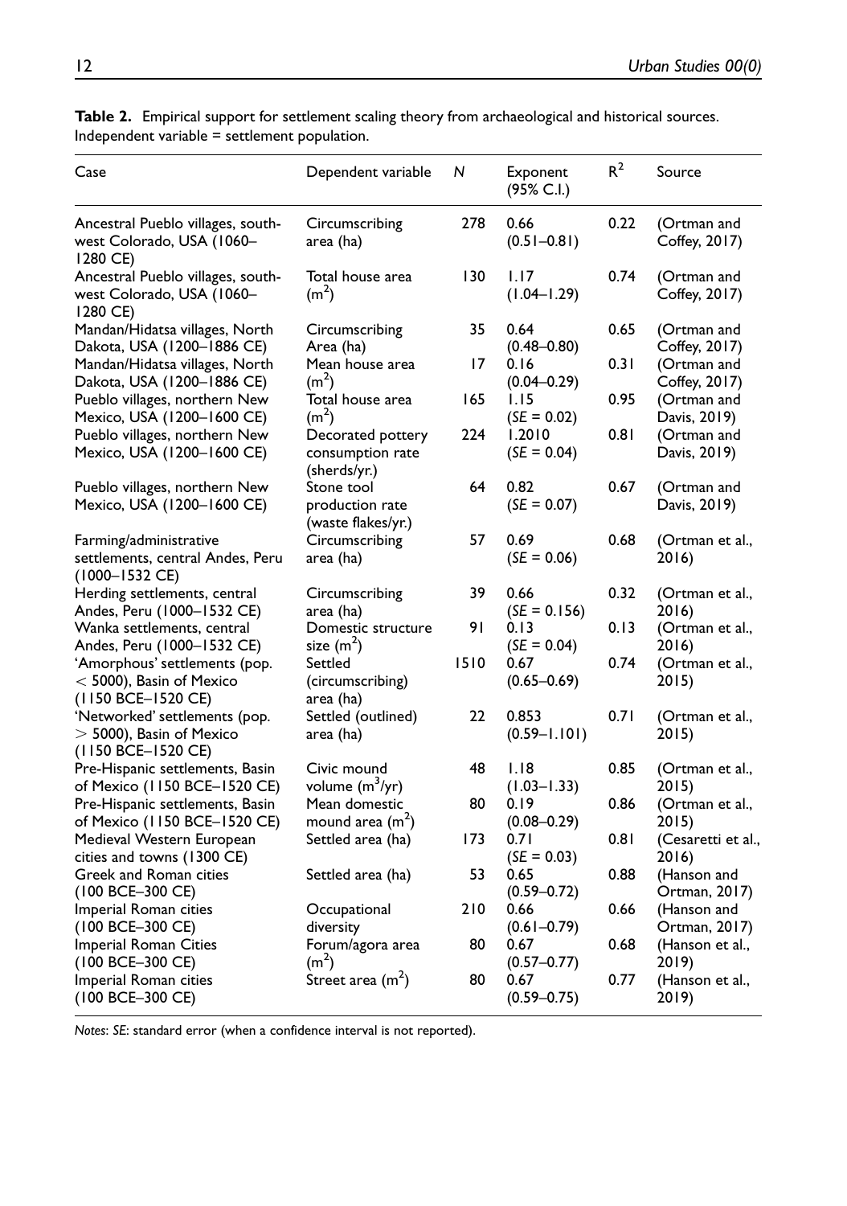**Table 2.** Empirical support for settlement scaling theory from archaeological and historical sources. Independent variable = settlement population.

| Case | Dependent variable | N | Exponent (95% C.I.) | $R^2$ | Source |
|---|---|---|---|---|---|
| Ancestral Pueblo villages, southwest Colorado, USA (1060–1280 CE) | Circumscribing area (ha) | 278 | 0.66 (0.51–0.81) | 0.22 | (Ortman and Coffey, 2017) |
| Ancestral Pueblo villages, southwest Colorado, USA (1060–1280 CE) | Total house area ($m^2$) | 130 | 1.17 (1.04–1.29) | 0.74 | (Ortman and Coffey, 2017) |
| Mandan/Hidatsa villages, North Dakota, USA (1200–1886 CE) | Circumscribing Area (ha) | 35 | 0.64 (0.48–0.80) | 0.65 | (Ortman and Coffey, 2017) |
| Mandan/Hidatsa villages, North Dakota, USA (1200–1886 CE) | Mean house area ($m^2$) | 17 | 0.16 (0.04–0.29) | 0.31 | (Ortman and Coffey, 2017) |
| Pueblo villages, northern New Mexico, USA (1200–1600 CE) | Total house area ($m^2$) | 165 | 1.15 (*SE* = 0.02) | 0.95 | (Ortman and Davis, 2019) |
| Pueblo villages, northern New Mexico, USA (1200–1600 CE) | Decorated pottery consumption rate (sherds/yr.) | 224 | 1.2010 (*SE* = 0.04) | 0.81 | (Ortman and Davis, 2019) |
| Pueblo villages, northern New Mexico, USA (1200–1600 CE) | Stone tool production rate (waste flakes/yr.) | 64 | 0.82 (*SE* = 0.07) | 0.67 | (Ortman and Davis, 2019) |
| Farming/administrative settlements, central Andes, Peru (1000–1532 CE) | Circumscribing area (ha) | 57 | 0.69 (*SE* = 0.06) | 0.68 | (Ortman et al., 2016) |
| Herding settlements, central Andes, Peru (1000–1532 CE) | Circumscribing area (ha) | 39 | 0.66 (*SE* = 0.156) | 0.32 | (Ortman et al., 2016) |
| Wanka settlements, central Andes, Peru (1000–1532 CE) | Domestic structure size ($m^2$) | 91 | 0.13 (*SE* = 0.04) | 0.13 | (Ortman et al., 2016) |
| 'Amorphous' settlements (pop. $<$ 5000), Basin of Mexico (1150 BCE–1520 CE) | Settled (circumscribing) area (ha) | 1510 | 0.67 (0.65–0.69) | 0.74 | (Ortman et al., 2015) |
| 'Networked' settlements (pop. $>$ 5000), Basin of Mexico (1150 BCE–1520 CE) | Settled (outlined) area (ha) | 22 | 0.853 (0.59–1.101) | 0.71 | (Ortman et al., 2015) |
| Pre-Hispanic settlements, Basin of Mexico (1150 BCE–1520 CE) | Civic mound volume ($m^3$/yr) | 48 | 1.18 (1.03–1.33) | 0.85 | (Ortman et al., 2015) |
| Pre-Hispanic settlements, Basin of Mexico (1150 BCE–1520 CE) | Mean domestic mound area ($m^2$) | 80 | 0.19 (0.08–0.29) | 0.86 | (Ortman et al., 2015) |
| Medieval Western European cities and towns (1300 CE) | Settled area (ha) | 173 | 0.71 (*SE* = 0.03) | 0.81 | (Cesaretti et al., 2016) |
| Greek and Roman cities (100 BCE–300 CE) | Settled area (ha) | 53 | 0.65 (0.59–0.72) | 0.88 | (Hanson and Ortman, 2017) |
| Imperial Roman cities (100 BCE–300 CE) | Occupational diversity | 210 | 0.66 (0.61–0.79) | 0.66 | (Hanson and Ortman, 2017) |
| Imperial Roman Cities (100 BCE–300 CE) | Forum/agora area ($m^2$) | 80 | 0.67 (0.57–0.77) | 0.68 | (Hanson et al., 2019) |
| Imperial Roman cities (100 BCE–300 CE) | Street area ($m^2$) | 80 | 0.67 (0.59–0.75) | 0.77 | (Hanson et al., 2019) |

*Notes*: *SE*: standard error (when a confidence interval is not reported).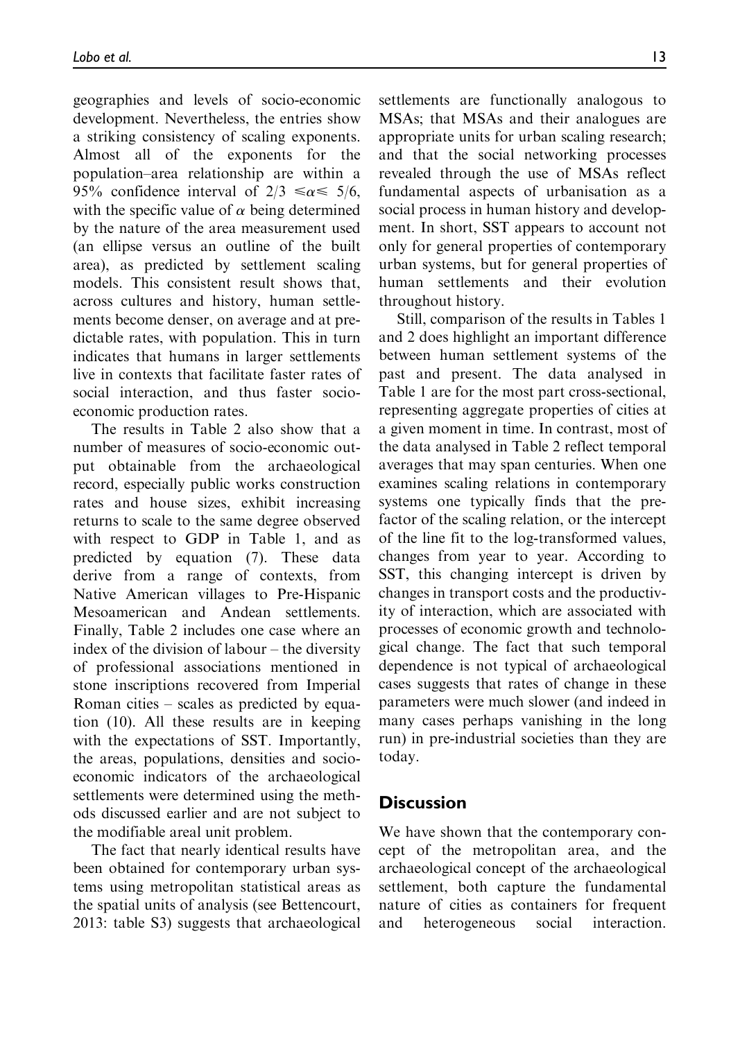geographies and levels of socio-economic development. Nevertheless, the entries show a striking consistency of scaling exponents. Almost all of the exponents for the population–area relationship are within a 95% confidence interval of $2/3 \leq \alpha \leq 5/6$, with the specific value of $\alpha$ being determined by the nature of the area measurement used (an ellipse versus an outline of the built area), as predicted by settlement scaling models. This consistent result shows that, across cultures and history, human settlements become denser, on average and at predictable rates, with population. This in turn indicates that humans in larger settlements live in contexts that facilitate faster rates of social interaction, and thus faster socio-economic production rates.

The results in Table 2 also show that a number of measures of socio-economic output obtainable from the archaeological record, especially public works construction rates and house sizes, exhibit increasing returns to scale to the same degree observed with respect to GDP in Table 1, and as predicted by equation (7). These data derive from a range of contexts, from Native American villages to Pre-Hispanic Mesoamerican and Andean settlements. Finally, Table 2 includes one case where an index of the division of labour – the diversity of professional associations mentioned in stone inscriptions recovered from Imperial Roman cities – scales as predicted by equation (10). All these results are in keeping with the expectations of SST. Importantly, the areas, populations, densities and socio-economic indicators of the archaeological settlements were determined using the methods discussed earlier and are not subject to the modifiable areal unit problem.

The fact that nearly identical results have been obtained for contemporary urban systems using metropolitan statistical areas as the spatial units of analysis (see Bettencourt, 2013: table S3) suggests that archaeological settlements are functionally analogous to MSAs; that MSAs and their analogues are appropriate units for urban scaling research; and that the social networking processes revealed through the use of MSAs reflect fundamental aspects of urbanisation as a social process in human history and development. In short, SST appears to account not only for general properties of contemporary urban systems, but for general properties of human settlements and their evolution throughout history.

Still, comparison of the results in Tables 1 and 2 does highlight an important difference between human settlement systems of the past and present. The data analysed in Table 1 are for the most part cross-sectional, representing aggregate properties of cities at a given moment in time. In contrast, most of the data analysed in Table 2 reflect temporal averages that may span centuries. When one examines scaling relations in contemporary systems one typically finds that the pre-factor of the scaling relation, or the intercept of the line fit to the log-transformed values, changes from year to year. According to SST, this changing intercept is driven by changes in transport costs and the productivity of interaction, which are associated with processes of economic growth and technological change. The fact that such temporal dependence is not typical of archaeological cases suggests that rates of change in these parameters were much slower (and indeed in many cases perhaps vanishing in the long run) in pre-industrial societies than they are today.

## Discussion

We have shown that the contemporary concept of the metropolitan area, and the archaeological concept of the archaeological settlement, both capture the fundamental nature of cities as containers for frequent and heterogeneous social interaction.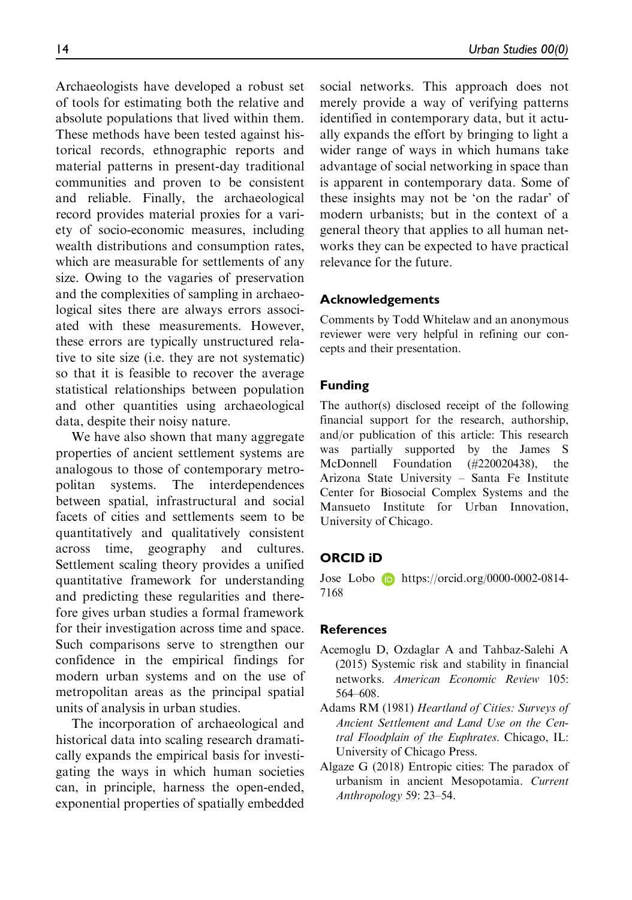Archaeologists have developed a robust set of tools for estimating both the relative and absolute populations that lived within them. These methods have been tested against historical records, ethnographic reports and material patterns in present-day traditional communities and proven to be consistent and reliable. Finally, the archaeological record provides material proxies for a variety of socio-economic measures, including wealth distributions and consumption rates, which are measurable for settlements of any size. Owing to the vagaries of preservation and the complexities of sampling in archaeological sites there are always errors associated with these measurements. However, these errors are typically unstructured relative to site size (i.e. they are not systematic) so that it is feasible to recover the average statistical relationships between population and other quantities using archaeological data, despite their noisy nature.

We have also shown that many aggregate properties of ancient settlement systems are analogous to those of contemporary metropolitan systems. The interdependences between spatial, infrastructural and social facets of cities and settlements seem to be quantitatively and qualitatively consistent across time, geography and cultures. Settlement scaling theory provides a unified quantitative framework for understanding and predicting these regularities and therefore gives urban studies a formal framework for their investigation across time and space. Such comparisons serve to strengthen our confidence in the empirical findings for modern urban systems and on the use of metropolitan areas as the principal spatial units of analysis in urban studies.

The incorporation of archaeological and historical data into scaling research dramatically expands the empirical basis for investigating the ways in which human societies can, in principle, harness the open-ended, exponential properties of spatially embedded social networks. This approach does not merely provide a way of verifying patterns identified in contemporary data, but it actually expands the effort by bringing to light a wider range of ways in which humans take advantage of social networking in space than is apparent in contemporary data. Some of these insights may not be 'on the radar' of modern urbanists; but in the context of a general theory that applies to all human networks they can be expected to have practical relevance for the future.

## Acknowledgements

Comments by Todd Whitelaw and an anonymous reviewer were very helpful in refining our concepts and their presentation.

## Funding

The author(s) disclosed receipt of the following financial support for the research, authorship, and/or publication of this article: This research was partially supported by the James S McDonnell Foundation (#220020438), the Arizona State University – Santa Fe Institute Center for Biosocial Complex Systems and the Mansueto Institute for Urban Innovation, University of Chicago.

## ORCID iD

Jose Lobo https://orcid.org/0000-0002-0814-7168

## References

Acemoglu D, Ozdaglar A and Tahbaz-Salehi A (2015) Systemic risk and stability in financial networks. *American Economic Review* 105: 564–608.

Adams RM (1981) *Heartland of Cities: Surveys of Ancient Settlement and Land Use on the Central Floodplain of the Euphrates*. Chicago, IL: University of Chicago Press.

Algaze G (2018) Entropic cities: The paradox of urbanism in ancient Mesopotamia. *Current Anthropology* 59: 23–54.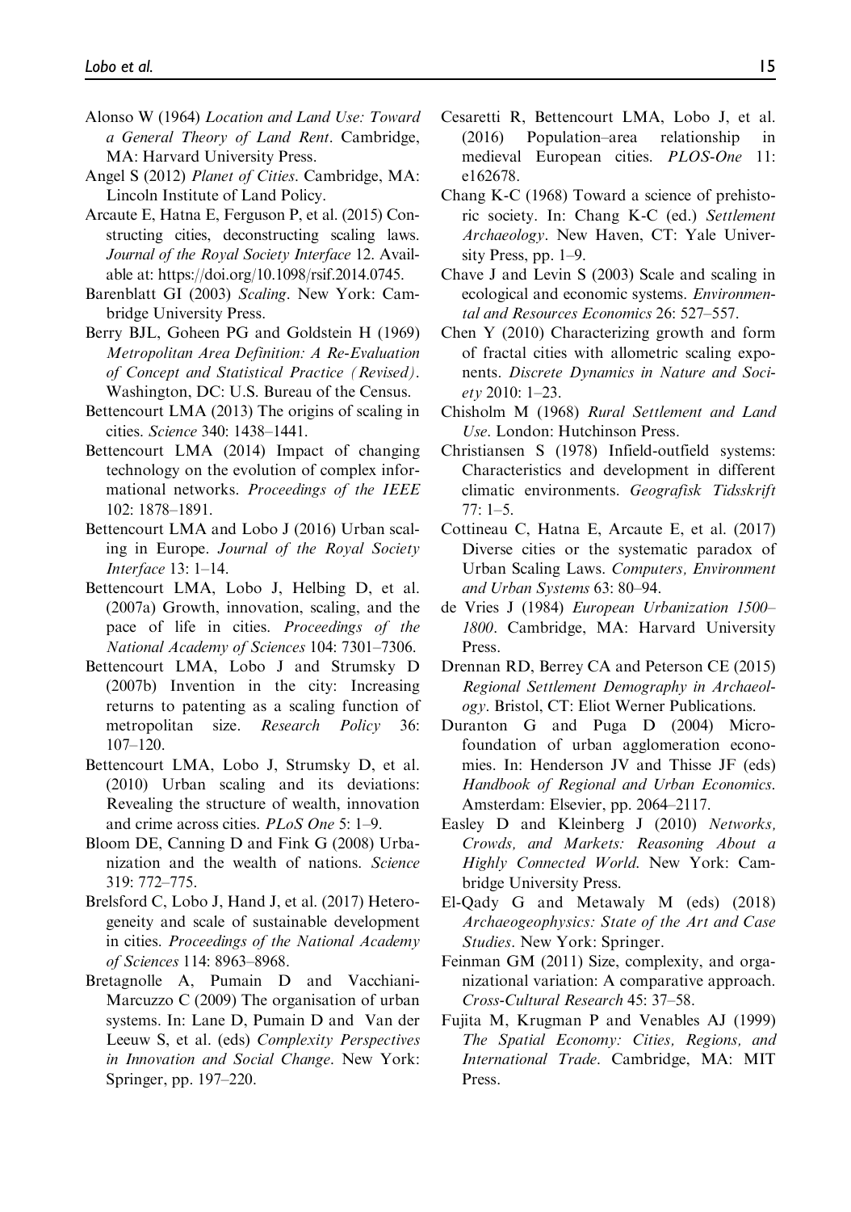Alonso W (1964) *Location and Land Use: Toward a General Theory of Land Rent*. Cambridge, MA: Harvard University Press.

Angel S (2012) *Planet of Cities*. Cambridge, MA: Lincoln Institute of Land Policy.

Arcaute E, Hatna E, Ferguson P, et al. (2015) Constructing cities, deconstructing scaling laws. *Journal of the Royal Society Interface* 12. Available at: https://doi.org/10.1098/rsif.2014.0745.

Barenblatt GI (2003) *Scaling*. New York: Cambridge University Press.

Berry BJL, Goheen PG and Goldstein H (1969) *Metropolitan Area Definition: A Re-Evaluation of Concept and Statistical Practice (Revised)*. Washington, DC: U.S. Bureau of the Census.

Bettencourt LMA (2013) The origins of scaling in cities. *Science* 340: 1438–1441.

Bettencourt LMA (2014) Impact of changing technology on the evolution of complex informational networks. *Proceedings of the IEEE* 102: 1878–1891.

Bettencourt LMA and Lobo J (2016) Urban scaling in Europe. *Journal of the Royal Society Interface* 13: 1–14.

Bettencourt LMA, Lobo J, Helbing D, et al. (2007a) Growth, innovation, scaling, and the pace of life in cities. *Proceedings of the National Academy of Sciences* 104: 7301–7306.

Bettencourt LMA, Lobo J and Strumsky D (2007b) Invention in the city: Increasing returns to patenting as a scaling function of metropolitan size. *Research Policy* 36: 107–120.

Bettencourt LMA, Lobo J, Strumsky D, et al. (2010) Urban scaling and its deviations: Revealing the structure of wealth, innovation and crime across cities. *PLoS One* 5: 1–9.

Bloom DE, Canning D and Fink G (2008) Urbanization and the wealth of nations. *Science* 319: 772–775.

Brelsford C, Lobo J, Hand J, et al. (2017) Heterogeneity and scale of sustainable development in cities. *Proceedings of the National Academy of Sciences* 114: 8963–8968.

Bretagnolle A, Pumain D and Vacchiani-Marcuzzo C (2009) The organisation of urban systems. In: Lane D, Pumain D and Van der Leeuw S, et al. (eds) *Complexity Perspectives in Innovation and Social Change*. New York: Springer, pp. 197–220.

Cesaretti R, Bettencourt LMA, Lobo J, et al. (2016) Population–area relationship in medieval European cities. *PLOS-One* 11: e162678.

Chang K-C (1968) Toward a science of prehistoric society. In: Chang K-C (ed.) *Settlement Archaeology*. New Haven, CT: Yale University Press, pp. 1–9.

Chave J and Levin S (2003) Scale and scaling in ecological and economic systems. *Environmental and Resources Economics* 26: 527–557.

Chen Y (2010) Characterizing growth and form of fractal cities with allometric scaling exponents. *Discrete Dynamics in Nature and Society* 2010: 1–23.

Chisholm M (1968) *Rural Settlement and Land Use*. London: Hutchinson Press.

Christiansen S (1978) Infield-outfield systems: Characteristics and development in different climatic environments. *Geografisk Tidsskrift* 77: 1–5.

Cottineau C, Hatna E, Arcaute E, et al. (2017) Diverse cities or the systematic paradox of Urban Scaling Laws. *Computers, Environment and Urban Systems* 63: 80–94.

de Vries J (1984) *European Urbanization 1500–1800*. Cambridge, MA: Harvard University Press.

Drennan RD, Berrey CA and Peterson CE (2015) *Regional Settlement Demography in Archaeology*. Bristol, CT: Eliot Werner Publications.

Duranton G and Puga D (2004) Microfoundation of urban agglomeration economies. In: Henderson JV and Thisse JF (eds) *Handbook of Regional and Urban Economics*. Amsterdam: Elsevier, pp. 2064–2117.

Easley D and Kleinberg J (2010) *Networks, Crowds, and Markets: Reasoning About a Highly Connected World*. New York: Cambridge University Press.

El-Qady G and Metawaly M (eds) (2018) *Archaeogeophysics: State of the Art and Case Studies*. New York: Springer.

Feinman GM (2011) Size, complexity, and organizational variation: A comparative approach. *Cross-Cultural Research* 45: 37–58.

Fujita M, Krugman P and Venables AJ (1999) *The Spatial Economy: Cities, Regions, and International Trade*. Cambridge, MA: MIT Press.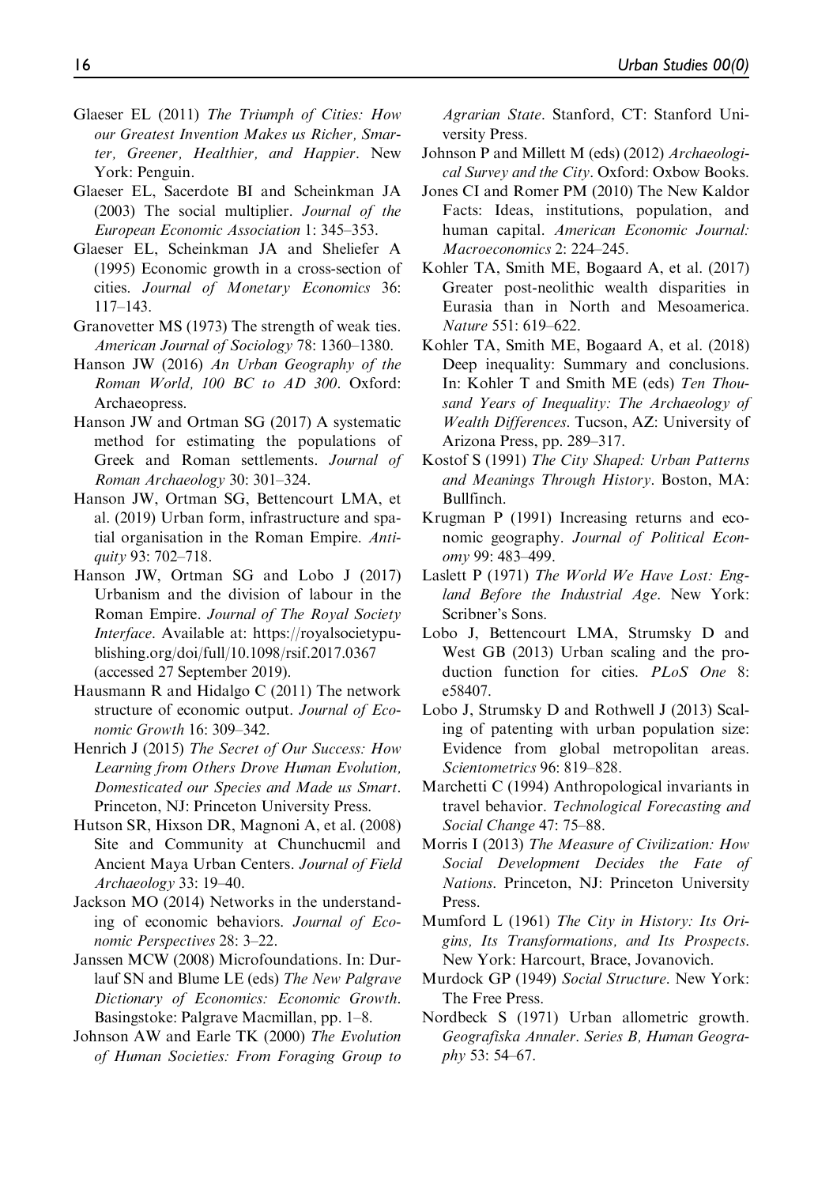Glaeser EL (2011) *The Triumph of Cities: How our Greatest Invention Makes us Richer, Smarter, Greener, Healthier, and Happier*. New York: Penguin.

Glaeser EL, Sacerdote BI and Scheinkman JA (2003) The social multiplier. *Journal of the European Economic Association* 1: 345–353.

Glaeser EL, Scheinkman JA and Sheliefer A (1995) Economic growth in a cross-section of cities. *Journal of Monetary Economics* 36: 117–143.

Granovetter MS (1973) The strength of weak ties. *American Journal of Sociology* 78: 1360–1380.

Hanson JW (2016) *An Urban Geography of the Roman World, 100 BC to AD 300*. Oxford: Archaeopress.

Hanson JW and Ortman SG (2017) A systematic method for estimating the populations of Greek and Roman settlements. *Journal of Roman Archaeology* 30: 301–324.

Hanson JW, Ortman SG, Bettencourt LMA, et al. (2019) Urban form, infrastructure and spatial organisation in the Roman Empire. *Antiquity* 93: 702–718.

Hanson JW, Ortman SG and Lobo J (2017) Urbanism and the division of labour in the Roman Empire. *Journal of The Royal Society Interface*. Available at: https://royalsocietypublishing.org/doi/full/10.1098/rsif.2017.0367 (accessed 27 September 2019).

Hausmann R and Hidalgo C (2011) The network structure of economic output. *Journal of Economic Growth* 16: 309–342.

Henrich J (2015) *The Secret of Our Success: How Learning from Others Drove Human Evolution, Domesticated our Species and Made us Smart*. Princeton, NJ: Princeton University Press.

Hutson SR, Hixson DR, Magnoni A, et al. (2008) Site and Community at Chunchucmil and Ancient Maya Urban Centers. *Journal of Field Archaeology* 33: 19–40.

Jackson MO (2014) Networks in the understanding of economic behaviors. *Journal of Economic Perspectives* 28: 3–22.

Janssen MCW (2008) Microfoundations. In: Durlauf SN and Blume LE (eds) *The New Palgrave Dictionary of Economics: Economic Growth*. Basingstoke: Palgrave Macmillan, pp. 1–8.

Johnson AW and Earle TK (2000) *The Evolution of Human Societies: From Foraging Group to Agrarian State*. Stanford, CT: Stanford University Press.

Johnson P and Millett M (eds) (2012) *Archaeological Survey and the City*. Oxford: Oxbow Books.

Jones CI and Romer PM (2010) The New Kaldor Facts: Ideas, institutions, population, and human capital. *American Economic Journal: Macroeconomics* 2: 224–245.

Kohler TA, Smith ME, Bogaard A, et al. (2017) Greater post-neolithic wealth disparities in Eurasia than in North and Mesoamerica. *Nature* 551: 619–622.

Kohler TA, Smith ME, Bogaard A, et al. (2018) Deep inequality: Summary and conclusions. In: Kohler T and Smith ME (eds) *Ten Thousand Years of Inequality: The Archaeology of Wealth Differences*. Tucson, AZ: University of Arizona Press, pp. 289–317.

Kostof S (1991) *The City Shaped: Urban Patterns and Meanings Through History*. Boston, MA: Bullfinch.

Krugman P (1991) Increasing returns and economic geography. *Journal of Political Economy* 99: 483–499.

Laslett P (1971) *The World We Have Lost: England Before the Industrial Age*. New York: Scribner's Sons.

Lobo J, Bettencourt LMA, Strumsky D and West GB (2013) Urban scaling and the production function for cities. *PLoS One* 8: e58407.

Lobo J, Strumsky D and Rothwell J (2013) Scaling of patenting with urban population size: Evidence from global metropolitan areas. *Scientometrics* 96: 819–828.

Marchetti C (1994) Anthropological invariants in travel behavior. *Technological Forecasting and Social Change* 47: 75–88.

Morris I (2013) *The Measure of Civilization: How Social Development Decides the Fate of Nations*. Princeton, NJ: Princeton University Press.

Mumford L (1961) *The City in History: Its Origins, Its Transformations, and Its Prospects*. New York: Harcourt, Brace, Jovanovich.

Murdock GP (1949) *Social Structure*. New York: The Free Press.

Nordbeck S (1971) Urban allometric growth. *Geografiska Annaler. Series B, Human Geography* 53: 54–67.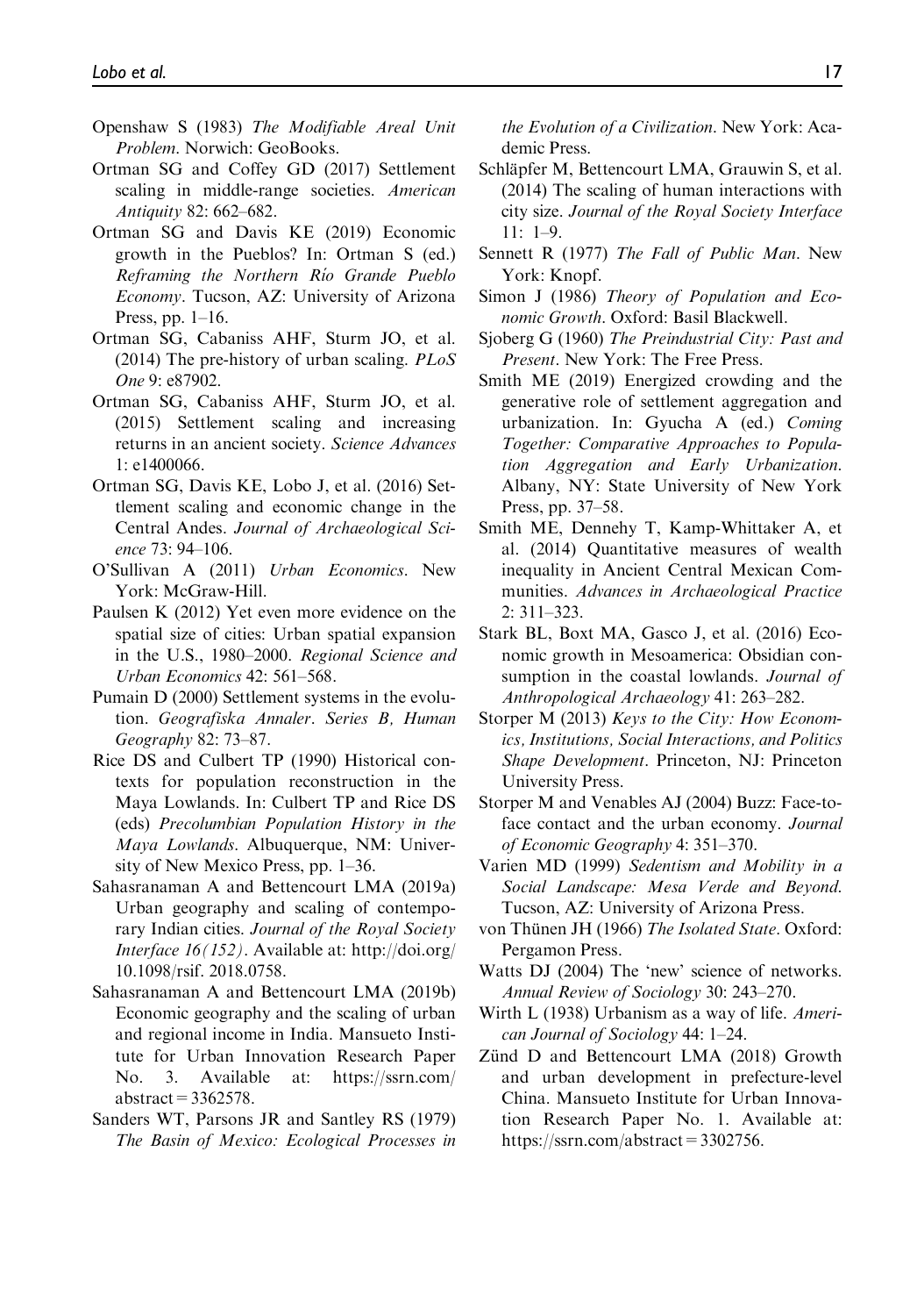Openshaw S (1983) *The Modifiable Areal Unit Problem*. Norwich: GeoBooks.

Ortman SG and Coffey GD (2017) Settlement scaling in middle-range societies. *American Antiquity* 82: 662–682.

Ortman SG and Davis KE (2019) Economic growth in the Pueblos? In: Ortman S (ed.) *Reframing the Northern Río Grande Pueblo Economy*. Tucson, AZ: University of Arizona Press, pp. 1–16.

Ortman SG, Cabaniss AHF, Sturm JO, et al. (2014) The pre-history of urban scaling. *PLoS One* 9: e87902.

Ortman SG, Cabaniss AHF, Sturm JO, et al. (2015) Settlement scaling and increasing returns in an ancient society. *Science Advances* 1: e1400066.

Ortman SG, Davis KE, Lobo J, et al. (2016) Settlement scaling and economic change in the Central Andes. *Journal of Archaeological Science* 73: 94–106.

O'Sullivan A (2011) *Urban Economics*. New York: McGraw-Hill.

Paulsen K (2012) Yet even more evidence on the spatial size of cities: Urban spatial expansion in the U.S., 1980–2000. *Regional Science and Urban Economics* 42: 561–568.

Pumain D (2000) Settlement systems in the evolution. *Geografiska Annaler. Series B, Human Geography* 82: 73–87.

Rice DS and Culbert TP (1990) Historical contexts for population reconstruction in the Maya Lowlands. In: Culbert TP and Rice DS (eds) *Precolumbian Population History in the Maya Lowlands*. Albuquerque, NM: University of New Mexico Press, pp. 1–36.

Sahasranaman A and Bettencourt LMA (2019a) Urban geography and scaling of contemporary Indian cities. *Journal of the Royal Society Interface 16(152)*. Available at: http://doi.org/10.1098/rsif. 2018.0758.

Sahasranaman A and Bettencourt LMA (2019b) Economic geography and the scaling of urban and regional income in India. Mansueto Institute for Urban Innovation Research Paper No. 3. Available at: https://ssrn.com/abstract=3362578.

Sanders WT, Parsons JR and Santley RS (1979) *The Basin of Mexico: Ecological Processes in the Evolution of a Civilization*. New York: Academic Press.

Schläpfer M, Bettencourt LMA, Grauwin S, et al. (2014) The scaling of human interactions with city size. *Journal of the Royal Society Interface* 11: 1–9.

Sennett R (1977) *The Fall of Public Man*. New York: Knopf.

Simon J (1986) *Theory of Population and Economic Growth*. Oxford: Basil Blackwell.

Sjoberg G (1960) *The Preindustrial City: Past and Present*. New York: The Free Press.

Smith ME (2019) Energized crowding and the generative role of settlement aggregation and urbanization. In: Gyucha A (ed.) *Coming Together: Comparative Approaches to Population Aggregation and Early Urbanization*. Albany, NY: State University of New York Press, pp. 37–58.

Smith ME, Dennehy T, Kamp-Whittaker A, et al. (2014) Quantitative measures of wealth inequality in Ancient Central Mexican Communities. *Advances in Archaeological Practice* 2: 311–323.

Stark BL, Boxt MA, Gasco J, et al. (2016) Economic growth in Mesoamerica: Obsidian consumption in the coastal lowlands. *Journal of Anthropological Archaeology* 41: 263–282.

Storper M (2013) *Keys to the City: How Economics, Institutions, Social Interactions, and Politics Shape Development*. Princeton, NJ: Princeton University Press.

Storper M and Venables AJ (2004) Buzz: Face-to-face contact and the urban economy. *Journal of Economic Geography* 4: 351–370.

Varien MD (1999) *Sedentism and Mobility in a Social Landscape: Mesa Verde and Beyond*. Tucson, AZ: University of Arizona Press.

von Thünen JH (1966) *The Isolated State*. Oxford: Pergamon Press.

Watts DJ (2004) The 'new' science of networks. *Annual Review of Sociology* 30: 243–270.

Wirth L (1938) Urbanism as a way of life. *American Journal of Sociology* 44: 1–24.

Zünd D and Bettencourt LMA (2018) Growth and urban development in prefecture-level China. Mansueto Institute for Urban Innovation Research Paper No. 1. Available at: https://ssrn.com/abstract=3302756.